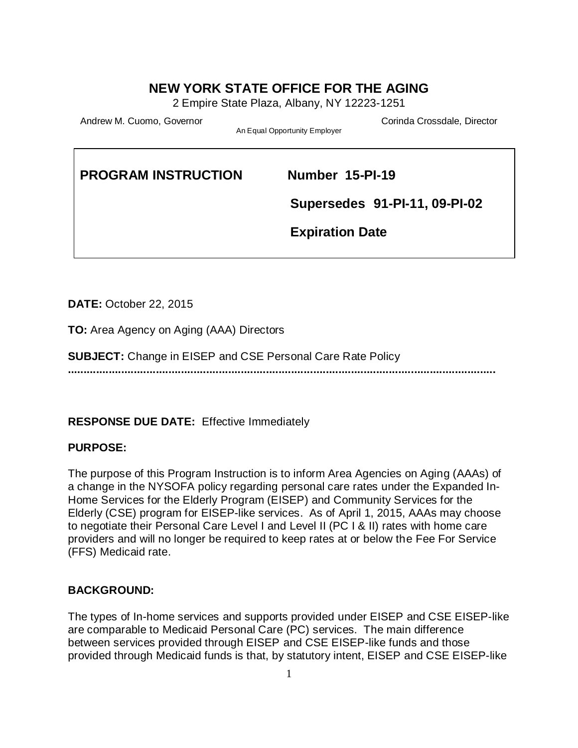# NEW YORK STATE OFFICE FOR THE AGING

2 Empire State Plaza, Albany, NY 12223-1251

Andrew M. Cuomo, Governor | Corinda Crossdale, Director

An Equal Opportunity Employer

| **PROGRAM INSTRUCTION** | **Number 15-PI-19** |
|---|---|
| | **Supersedes 91-PI-11, 09-PI-02** |
| | **Expiration Date** |

**DATE:** October 22, 2015

**TO:** Area Agency on Aging (AAA) Directors

**SUBJECT:** Change in EISEP and CSE Personal Care Rate Policy

**RESPONSE DUE DATE:** Effective Immediately

**PURPOSE:**

The purpose of this Program Instruction is to inform Area Agencies on Aging (AAAs) of a change in the NYSOFA policy regarding personal care rates under the Expanded In-Home Services for the Elderly Program (EISEP) and Community Services for the Elderly (CSE) program for EISEP-like services. As of April 1, 2015, AAAs may choose to negotiate their Personal Care Level I and Level II (PC I & II) rates with home care providers and will no longer be required to keep rates at or below the Fee For Service (FFS) Medicaid rate.

**BACKGROUND:**

The types of In-home services and supports provided under EISEP and CSE EISEP-like are comparable to Medicaid Personal Care (PC) services. The main difference between services provided through EISEP and CSE EISEP-like funds and those provided through Medicaid funds is that, by statutory intent, EISEP and CSE EISEP-like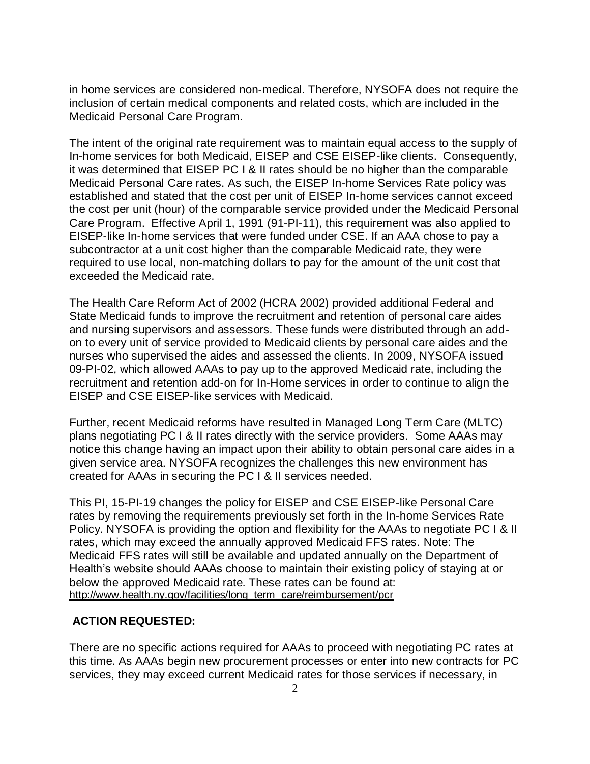in home services are considered non-medical. Therefore, NYSOFA does not require the inclusion of certain medical components and related costs, which are included in the Medicaid Personal Care Program.

The intent of the original rate requirement was to maintain equal access to the supply of In-home services for both Medicaid, EISEP and CSE EISEP-like clients. Consequently, it was determined that EISEP PC I & II rates should be no higher than the comparable Medicaid Personal Care rates. As such, the EISEP In-home Services Rate policy was established and stated that the cost per unit of EISEP In-home services cannot exceed the cost per unit (hour) of the comparable service provided under the Medicaid Personal Care Program. Effective April 1, 1991 (91-PI-11), this requirement was also applied to EISEP-like In-home services that were funded under CSE. If an AAA chose to pay a subcontractor at a unit cost higher than the comparable Medicaid rate, they were required to use local, non-matching dollars to pay for the amount of the unit cost that exceeded the Medicaid rate.

The Health Care Reform Act of 2002 (HCRA 2002) provided additional Federal and State Medicaid funds to improve the recruitment and retention of personal care aides and nursing supervisors and assessors. These funds were distributed through an add-on to every unit of service provided to Medicaid clients by personal care aides and the nurses who supervised the aides and assessed the clients. In 2009, NYSOFA issued 09-PI-02, which allowed AAAs to pay up to the approved Medicaid rate, including the recruitment and retention add-on for In-Home services in order to continue to align the EISEP and CSE EISEP-like services with Medicaid.

Further, recent Medicaid reforms have resulted in Managed Long Term Care (MLTC) plans negotiating PC I & II rates directly with the service providers. Some AAAs may notice this change having an impact upon their ability to obtain personal care aides in a given service area. NYSOFA recognizes the challenges this new environment has created for AAAs in securing the PC I & II services needed.

This PI, 15-PI-19 changes the policy for EISEP and CSE EISEP-like Personal Care rates by removing the requirements previously set forth in the In-home Services Rate Policy. NYSOFA is providing the option and flexibility for the AAAs to negotiate PC I & II rates, which may exceed the annually approved Medicaid FFS rates. Note: The Medicaid FFS rates will still be available and updated annually on the Department of Health's website should AAAs choose to maintain their existing policy of staying at or below the approved Medicaid rate. These rates can be found at: http://www.health.ny.gov/facilities/long_term_care/reimbursement/pcr

**ACTION REQUESTED:**

There are no specific actions required for AAAs to proceed with negotiating PC rates at this time. As AAAs begin new procurement processes or enter into new contracts for PC services, they may exceed current Medicaid rates for those services if necessary, in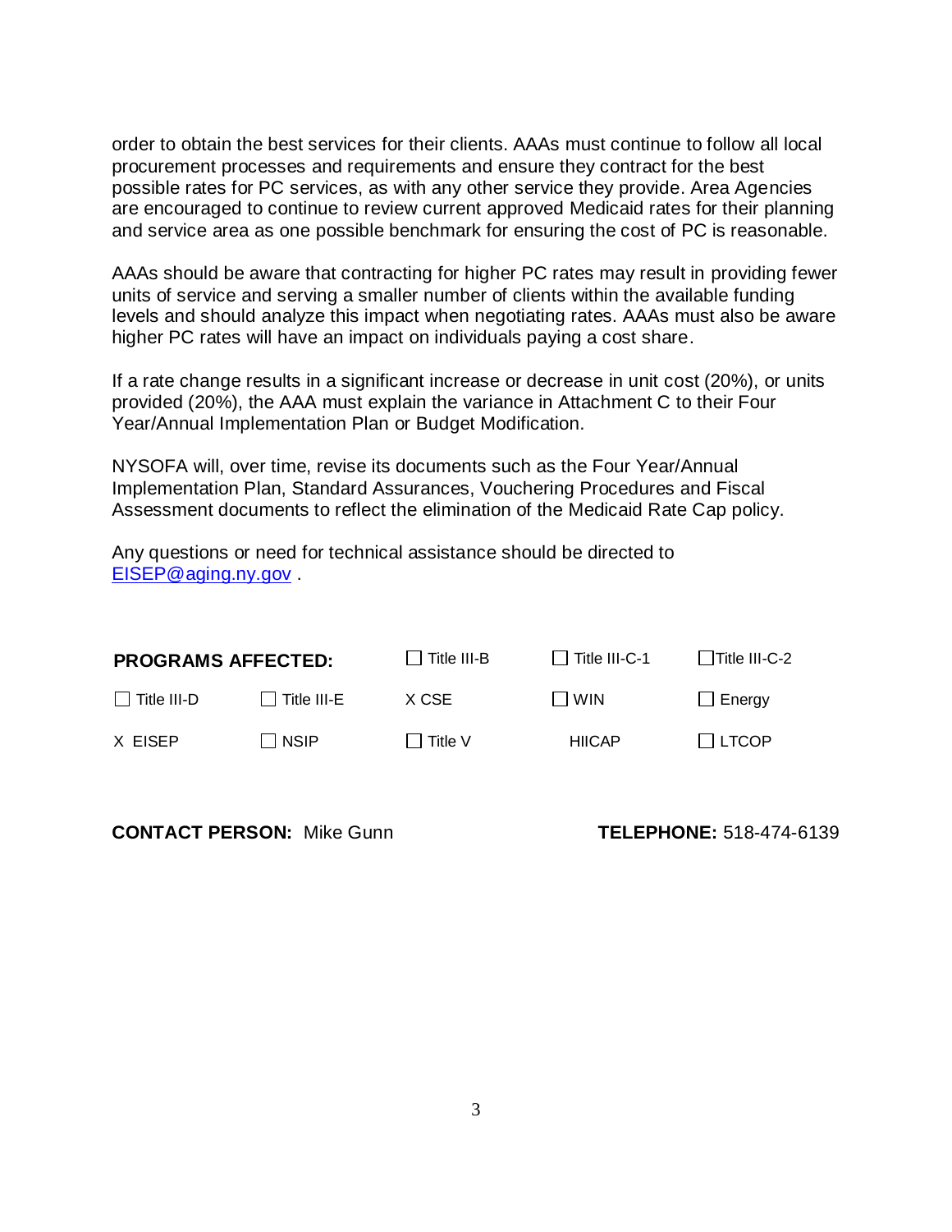order to obtain the best services for their clients. AAAs must continue to follow all local procurement processes and requirements and ensure they contract for the best possible rates for PC services, as with any other service they provide. Area Agencies are encouraged to continue to review current approved Medicaid rates for their planning and service area as one possible benchmark for ensuring the cost of PC is reasonable.

AAAs should be aware that contracting for higher PC rates may result in providing fewer units of service and serving a smaller number of clients within the available funding levels and should analyze this impact when negotiating rates. AAAs must also be aware higher PC rates will have an impact on individuals paying a cost share.

If a rate change results in a significant increase or decrease in unit cost (20%), or units provided (20%), the AAA must explain the variance in Attachment C to their Four Year/Annual Implementation Plan or Budget Modification.

NYSOFA will, over time, revise its documents such as the Four Year/Annual Implementation Plan, Standard Assurances, Vouchering Procedures and Fiscal Assessment documents to reflect the elimination of the Medicaid Rate Cap policy.

Any questions or need for technical assistance should be directed to EISEP@aging.ny.gov .

| | | | | |
|---|---|---|---|---|
| **PROGRAMS AFFECTED:** | | ☐ Title III-B | ☐ Title III-C-1 | ☐ Title III-C-2 |
| ☐ Title III-D | ☐ Title III-E | X CSE | ☐ WIN | ☐ Energy |
| X EISEP | ☐ NSIP | ☐ Title V | HIICAP | ☐ LTCOP |

**CONTACT PERSON:** Mike Gunn

**TELEPHONE:** 518-474-6139